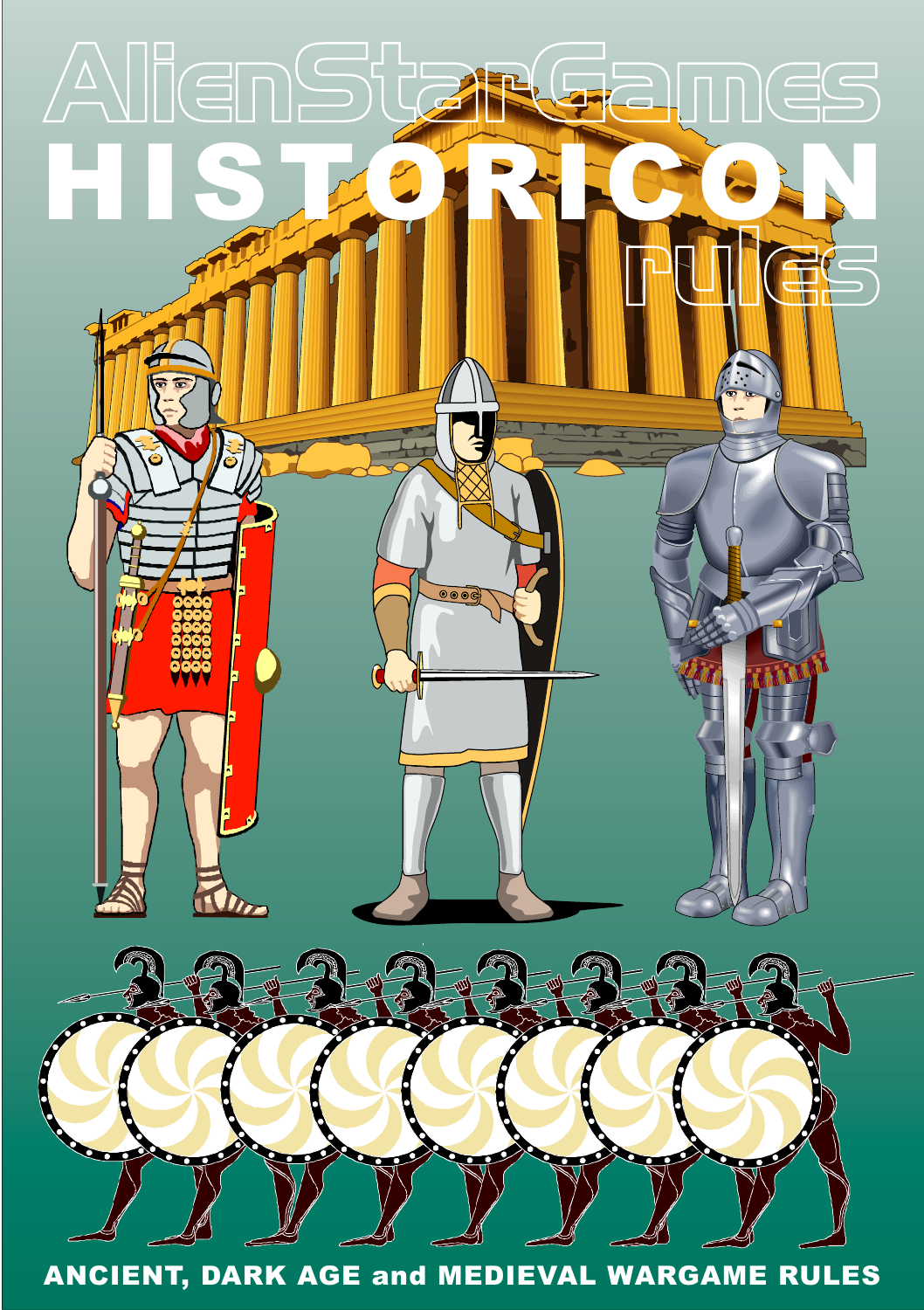# AlienStarGames

# HISTORICON

## rules

**ANCIENT, DARK AGE and MEDIEVAL WARGAME RULES**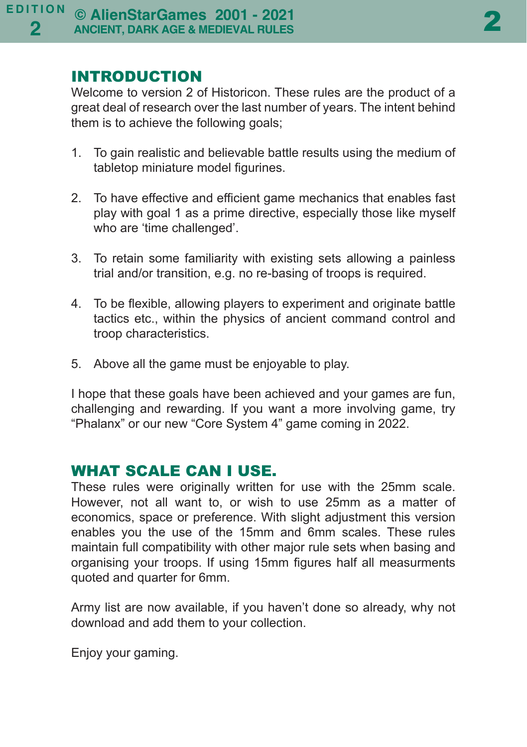## INTRODUCTION

Welcome to version 2 of Historicon. These rules are the product of a great deal of research over the last number of years. The intent behind them is to achieve the following goals;

1. To gain realistic and believable battle results using the medium of tabletop miniature model figurines.
2. To have effective and efficient game mechanics that enables fast play with goal 1 as a prime directive, especially those like myself who are 'time challenged'.
3. To retain some familiarity with existing sets allowing a painless trial and/or transition, e.g. no re-basing of troops is required.
4. To be flexible, allowing players to experiment and originate battle tactics etc., within the physics of ancient command control and troop characteristics.
5. Above all the game must be enjoyable to play.

I hope that these goals have been achieved and your games are fun, challenging and rewarding. If you want a more involving game, try "Phalanx" or our new "Core System 4" game coming in 2022.

## WHAT SCALE CAN I USE.

These rules were originally written for use with the 25mm scale. However, not all want to, or wish to use 25mm as a matter of economics, space or preference. With slight adjustment this version enables you the use of the 15mm and 6mm scales. These rules maintain full compatibility with other major rule sets when basing and organising your troops. If using 15mm figures half all measurments quoted and quarter for 6mm.

Army list are now available, if you haven't done so already, why not download and add them to your collection.

Enjoy your gaming.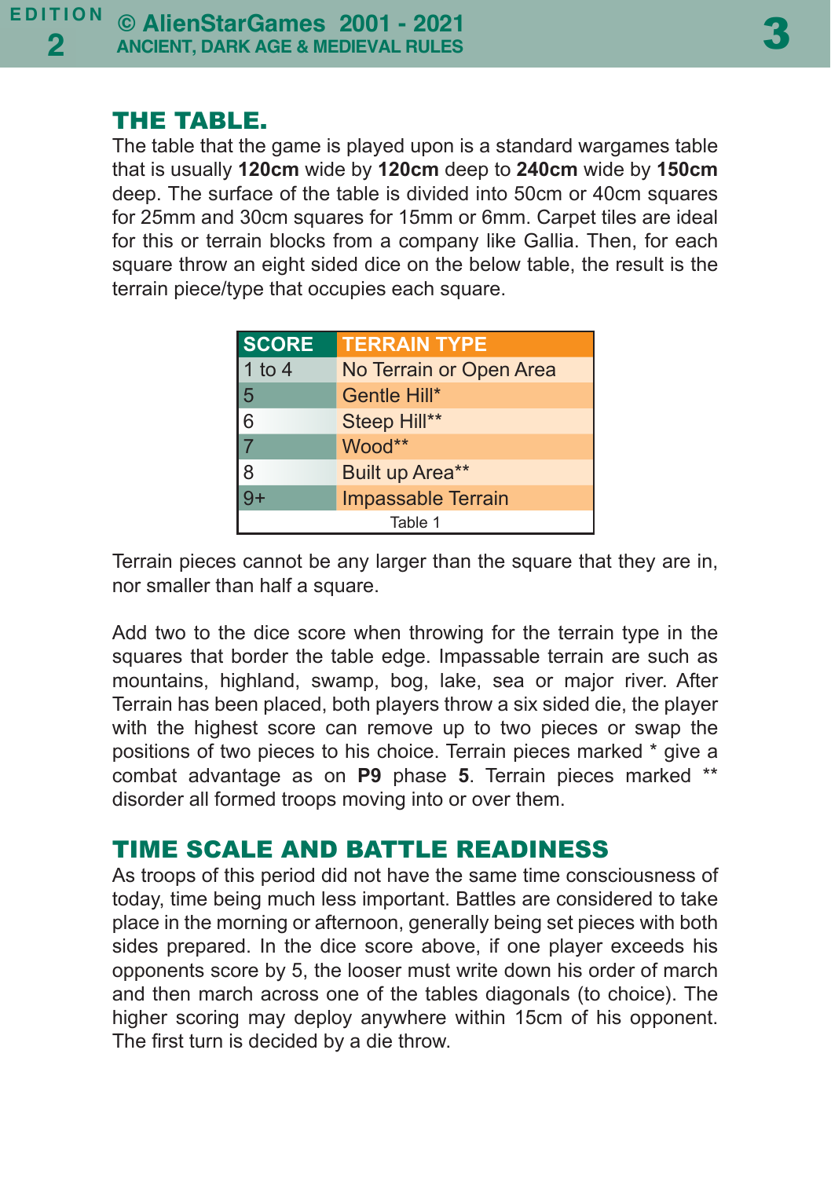## THE TABLE.

The table that the game is played upon is a standard wargames table that is usually **120cm** wide by **120cm** deep to **240cm** wide by **150cm** deep. The surface of the table is divided into 50cm or 40cm squares for 25mm and 30cm squares for 15mm or 6mm. Carpet tiles are ideal for this or terrain blocks from a company like Gallia. Then, for each square throw an eight sided dice on the below table, the result is the terrain piece/type that occupies each square.

| SCORE | TERRAIN TYPE |
|---|---|
| 1 to 4 | No Terrain or Open Area |
| 5 | Gentle Hill* |
| 6 | Steep Hill** |
| 7 | Wood** |
| 8 | Built up Area** |
| 9+ | Impassable Terrain |

Table 1

Terrain pieces cannot be any larger than the square that they are in, nor smaller than half a square.

Add two to the dice score when throwing for the terrain type in the squares that border the table edge. Impassable terrain are such as mountains, highland, swamp, bog, lake, sea or major river. After Terrain has been placed, both players throw a six sided die, the player with the highest score can remove up to two pieces or swap the positions of two pieces to his choice. Terrain pieces marked * give a combat advantage as on **P9** phase **5**. Terrain pieces marked ** disorder all formed troops moving into or over them.

## TIME SCALE AND BATTLE READINESS

As troops of this period did not have the same time consciousness of today, time being much less important. Battles are considered to take place in the morning or afternoon, generally being set pieces with both sides prepared. In the dice score above, if one player exceeds his opponents score by 5, the looser must write down his order of march and then march across one of the tables diagonals (to choice). The higher scoring may deploy anywhere within 15cm of his opponent. The first turn is decided by a die throw.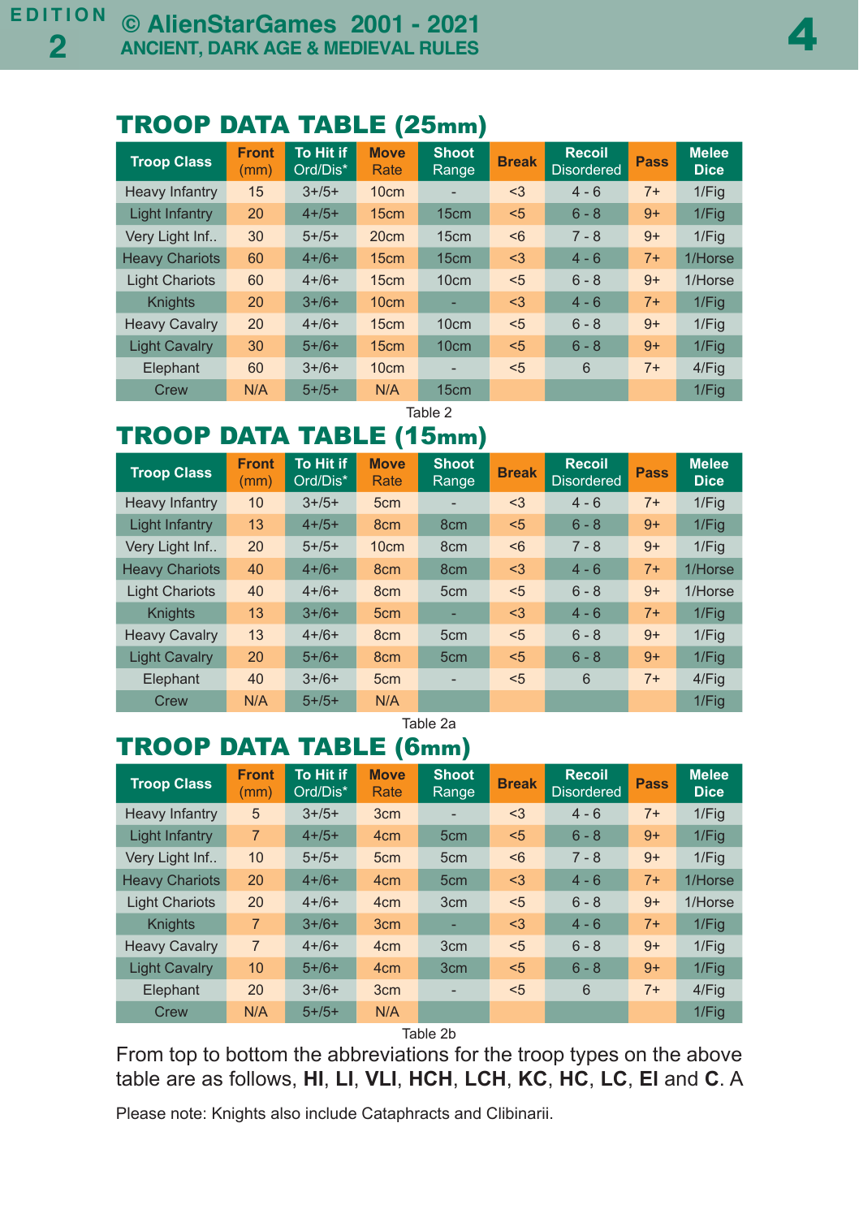## TROOP DATA TABLE (25mm)

| Troop Class | Front (mm) | To Hit if Ord/Dis* | Move Rate | Shoot Range | Break | Recoil Disordered | Pass | Melee Dice |
|---|---|---|---|---|---|---|---|---|
| Heavy Infantry | 15 | 3+/5+ | 10cm | - | <3 | 4 - 6 | 7+ | 1/Fig |
| Light Infantry | 20 | 4+/5+ | 15cm | 15cm | <5 | 6 - 8 | 9+ | 1/Fig |
| Very Light Inf.. | 30 | 5+/5+ | 20cm | 15cm | <6 | 7 - 8 | 9+ | 1/Fig |
| Heavy Chariots | 60 | 4+/6+ | 15cm | 15cm | <3 | 4 - 6 | 7+ | 1/Horse |
| Light Chariots | 60 | 4+/6+ | 15cm | 10cm | <5 | 6 - 8 | 9+ | 1/Horse |
| Knights | 20 | 3+/6+ | 10cm | - | <3 | 4 - 6 | 7+ | 1/Fig |
| Heavy Cavalry | 20 | 4+/6+ | 15cm | 10cm | <5 | 6 - 8 | 9+ | 1/Fig |
| Light Cavalry | 30 | 5+/6+ | 15cm | 10cm | <5 | 6 - 8 | 9+ | 1/Fig |
| Elephant | 60 | 3+/6+ | 10cm | - | <5 | 6 | 7+ | 4/Fig |
| Crew | N/A | 5+/5+ | N/A | 15cm | | | | 1/Fig |

Table 2

## TROOP DATA TABLE (15mm)

| Troop Class | Front (mm) | To Hit if Ord/Dis* | Move Rate | Shoot Range | Break | Recoil Disordered | Pass | Melee Dice |
|---|---|---|---|---|---|---|---|---|
| Heavy Infantry | 10 | 3+/5+ | 5cm | - | <3 | 4 - 6 | 7+ | 1/Fig |
| Light Infantry | 13 | 4+/5+ | 8cm | 8cm | <5 | 6 - 8 | 9+ | 1/Fig |
| Very Light Inf.. | 20 | 5+/5+ | 10cm | 8cm | <6 | 7 - 8 | 9+ | 1/Fig |
| Heavy Chariots | 40 | 4+/6+ | 8cm | 8cm | <3 | 4 - 6 | 7+ | 1/Horse |
| Light Chariots | 40 | 4+/6+ | 8cm | 5cm | <5 | 6 - 8 | 9+ | 1/Horse |
| Knights | 13 | 3+/6+ | 5cm | - | <3 | 4 - 6 | 7+ | 1/Fig |
| Heavy Cavalry | 13 | 4+/6+ | 8cm | 5cm | <5 | 6 - 8 | 9+ | 1/Fig |
| Light Cavalry | 20 | 5+/6+ | 8cm | 5cm | <5 | 6 - 8 | 9+ | 1/Fig |
| Elephant | 40 | 3+/6+ | 5cm | - | <5 | 6 | 7+ | 4/Fig |
| Crew | N/A | 5+/5+ | N/A | | | | | 1/Fig |

Table 2a

## TROOP DATA TABLE (6mm)

| Troop Class | Front (mm) | To Hit if Ord/Dis* | Move Rate | Shoot Range | Break | Recoil Disordered | Pass | Melee Dice |
|---|---|---|---|---|---|---|---|---|
| Heavy Infantry | 5 | 3+/5+ | 3cm | - | <3 | 4 - 6 | 7+ | 1/Fig |
| Light Infantry | 7 | 4+/5+ | 4cm | 5cm | <5 | 6 - 8 | 9+ | 1/Fig |
| Very Light Inf.. | 10 | 5+/5+ | 5cm | 5cm | <6 | 7 - 8 | 9+ | 1/Fig |
| Heavy Chariots | 20 | 4+/6+ | 4cm | 5cm | <3 | 4 - 6 | 7+ | 1/Horse |
| Light Chariots | 20 | 4+/6+ | 4cm | 3cm | <5 | 6 - 8 | 9+ | 1/Horse |
| Knights | 7 | 3+/6+ | 3cm | - | <3 | 4 - 6 | 7+ | 1/Fig |
| Heavy Cavalry | 7 | 4+/6+ | 4cm | 3cm | <5 | 6 - 8 | 9+ | 1/Fig |
| Light Cavalry | 10 | 5+/6+ | 4cm | 3cm | <5 | 6 - 8 | 9+ | 1/Fig |
| Elephant | 20 | 3+/6+ | 3cm | - | <5 | 6 | 7+ | 4/Fig |
| Crew | N/A | 5+/5+ | N/A | | | | | 1/Fig |

Table 2b

From top to bottom the abbreviations for the troop types on the above table are as follows, **HI**, **LI**, **VLI**, **HCH**, **LCH**, **KC**, **HC**, **LC**, **El** and **C**. A

Please note: Knights also include Cataphracts and Clibinarii.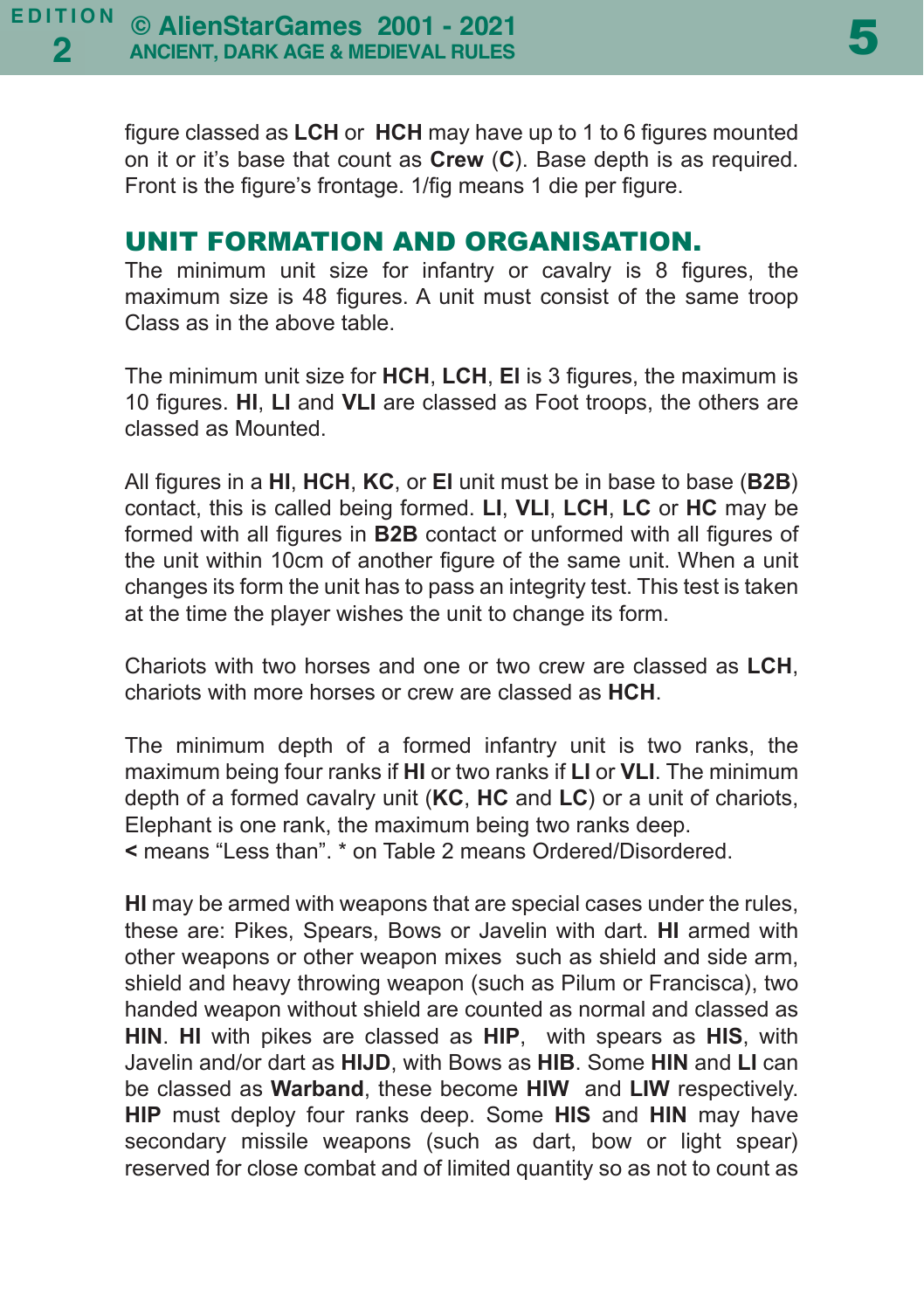figure classed as **LCH** or **HCH** may have up to 1 to 6 figures mounted on it or it's base that count as **Crew** (**C**). Base depth is as required. Front is the figure's frontage. 1/fig means 1 die per figure.

## UNIT FORMATION AND ORGANISATION.

The minimum unit size for infantry or cavalry is 8 figures, the maximum size is 48 figures. A unit must consist of the same troop Class as in the above table.

The minimum unit size for **HCH**, **LCH**, **EI** is 3 figures, the maximum is 10 figures. **HI**, **LI** and **VLI** are classed as Foot troops, the others are classed as Mounted.

All figures in a **HI**, **HCH**, **KC**, or **EI** unit must be in base to base (**B2B**) contact, this is called being formed. **LI**, **VLI**, **LCH**, **LC** or **HC** may be formed with all figures in **B2B** contact or unformed with all figures of the unit within 10cm of another figure of the same unit. When a unit changes its form the unit has to pass an integrity test. This test is taken at the time the player wishes the unit to change its form.

Chariots with two horses and one or two crew are classed as **LCH**, chariots with more horses or crew are classed as **HCH**.

The minimum depth of a formed infantry unit is two ranks, the maximum being four ranks if **HI** or two ranks if **LI** or **VLI**. The minimum depth of a formed cavalry unit (**KC**, **HC** and **LC**) or a unit of chariots, Elephant is one rank, the maximum being two ranks deep.
**<** means "Less than". * on Table 2 means Ordered/Disordered.

**HI** may be armed with weapons that are special cases under the rules, these are: Pikes, Spears, Bows or Javelin with dart. **HI** armed with other weapons or other weapon mixes such as shield and side arm, shield and heavy throwing weapon (such as Pilum or Francisca), two handed weapon without shield are counted as normal and classed as **HIN**. **HI** with pikes are classed as **HIP**, with spears as **HIS**, with Javelin and/or dart as **HIJD**, with Bows as **HIB**. Some **HIN** and **LI** can be classed as **Warband**, these become **HIW** and **LIW** respectively. **HIP** must deploy four ranks deep. Some **HIS** and **HIN** may have secondary missile weapons (such as dart, bow or light spear) reserved for close combat and of limited quantity so as not to count as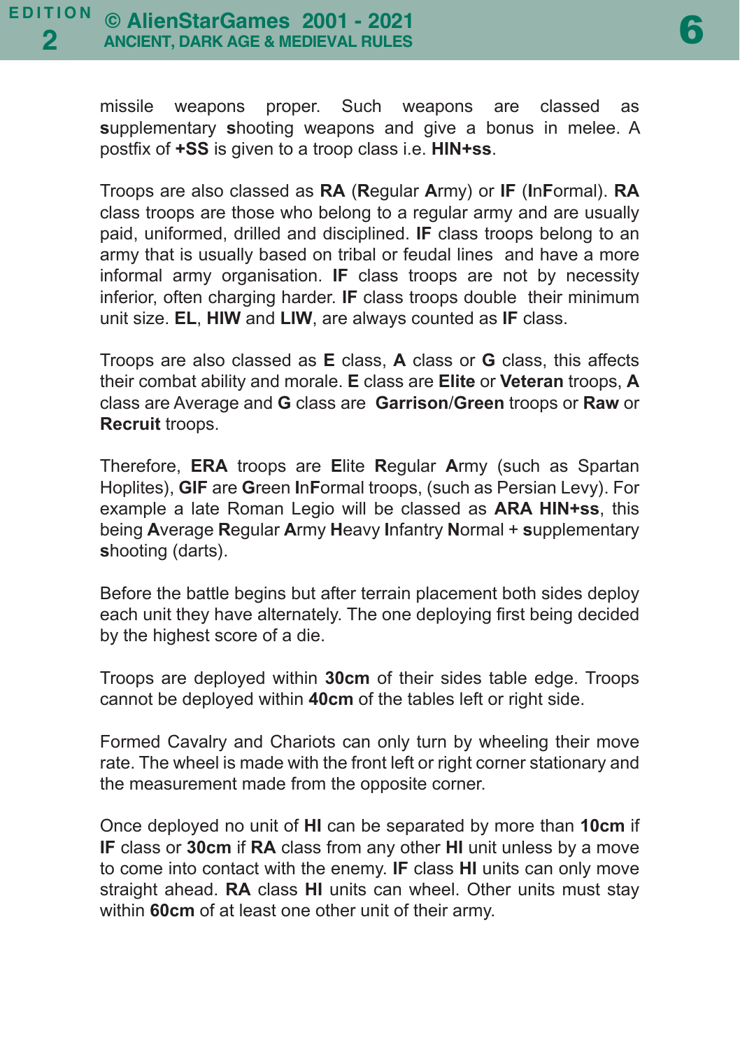missile weapons proper. Such weapons are classed as **s**upplementary **s**hooting weapons and give a bonus in melee. A postfix of **+SS** is given to a troop class i.e. **HIN+ss**.

Troops are also classed as **RA** (**R**egular **A**rmy) or **IF** (**I**n**F**ormal). **RA** class troops are those who belong to a regular army and are usually paid, uniformed, drilled and disciplined. **IF** class troops belong to an army that is usually based on tribal or feudal lines and have a more informal army organisation. **IF** class troops are not by necessity inferior, often charging harder. **IF** class troops double their minimum unit size. **EL**, **HIW** and **LIW**, are always counted as **IF** class.

Troops are also classed as **E** class, **A** class or **G** class, this affects their combat ability and morale. **E** class are **Elite** or **Veteran** troops, **A** class are Average and **G** class are **Garrison**/**Green** troops or **Raw** or **Recruit** troops.

Therefore, **ERA** troops are **E**lite **R**egular **A**rmy (such as Spartan Hoplites), **GIF** are **G**reen **I**n**F**ormal troops, (such as Persian Levy). For example a late Roman Legio will be classed as **ARA HIN+ss**, this being **A**verage **R**egular **A**rmy **H**eavy **I**nfantry **N**ormal + **s**upplementary **s**hooting (darts).

Before the battle begins but after terrain placement both sides deploy each unit they have alternately. The one deploying first being decided by the highest score of a die.

Troops are deployed within **30cm** of their sides table edge. Troops cannot be deployed within **40cm** of the tables left or right side.

Formed Cavalry and Chariots can only turn by wheeling their move rate. The wheel is made with the front left or right corner stationary and the measurement made from the opposite corner.

Once deployed no unit of **HI** can be separated by more than **10cm** if **IF** class or **30cm** if **RA** class from any other **HI** unit unless by a move to come into contact with the enemy. **IF** class **HI** units can only move straight ahead. **RA** class **HI** units can wheel. Other units must stay within **60cm** of at least one other unit of their army.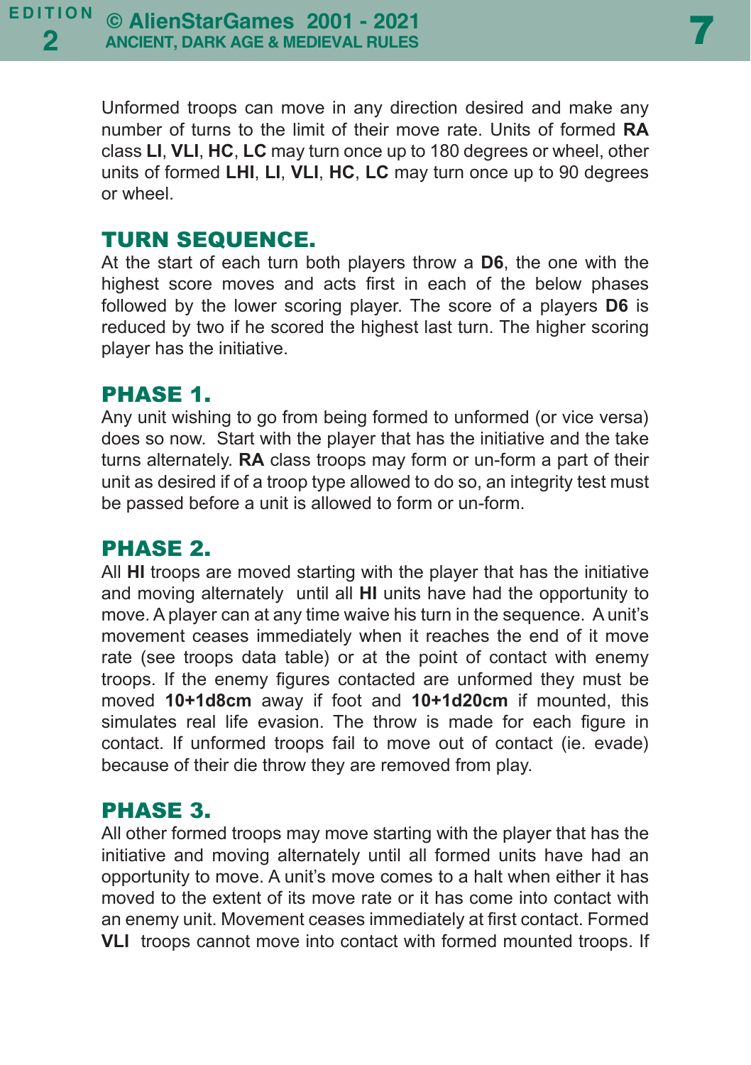Unformed troops can move in any direction desired and make any number of turns to the limit of their move rate. Units of formed **RA** class **LI**, **VLI**, **HC**, **LC** may turn once up to 180 degrees or wheel, other units of formed **LHI**, **LI**, **VLI**, **HC**, **LC** may turn once up to 90 degrees or wheel.

## TURN SEQUENCE.

At the start of each turn both players throw a **D6**, the one with the highest score moves and acts first in each of the below phases followed by the lower scoring player. The score of a players **D6** is reduced by two if he scored the highest last turn. The higher scoring player has the initiative.

## PHASE 1.

Any unit wishing to go from being formed to unformed (or vice versa) does so now. Start with the player that has the initiative and the take turns alternately. **RA** class troops may form or un-form a part of their unit as desired if of a troop type allowed to do so, an integrity test must be passed before a unit is allowed to form or un-form.

## PHASE 2.

All **HI** troops are moved starting with the player that has the initiative and moving alternately until all **HI** units have had the opportunity to move. A player can at any time waive his turn in the sequence. A unit's movement ceases immediately when it reaches the end of it move rate (see troops data table) or at the point of contact with enemy troops. If the enemy figures contacted are unformed they must be moved **10+1d8cm** away if foot and **10+1d20cm** if mounted, this simulates real life evasion. The throw is made for each figure in contact. If unformed troops fail to move out of contact (ie. evade) because of their die throw they are removed from play.

## PHASE 3.

All other formed troops may move starting with the player that has the initiative and moving alternately until all formed units have had an opportunity to move. A unit's move comes to a halt when either it has moved to the extent of its move rate or it has come into contact with an enemy unit. Movement ceases immediately at first contact. Formed **VLI** troops cannot move into contact with formed mounted troops. If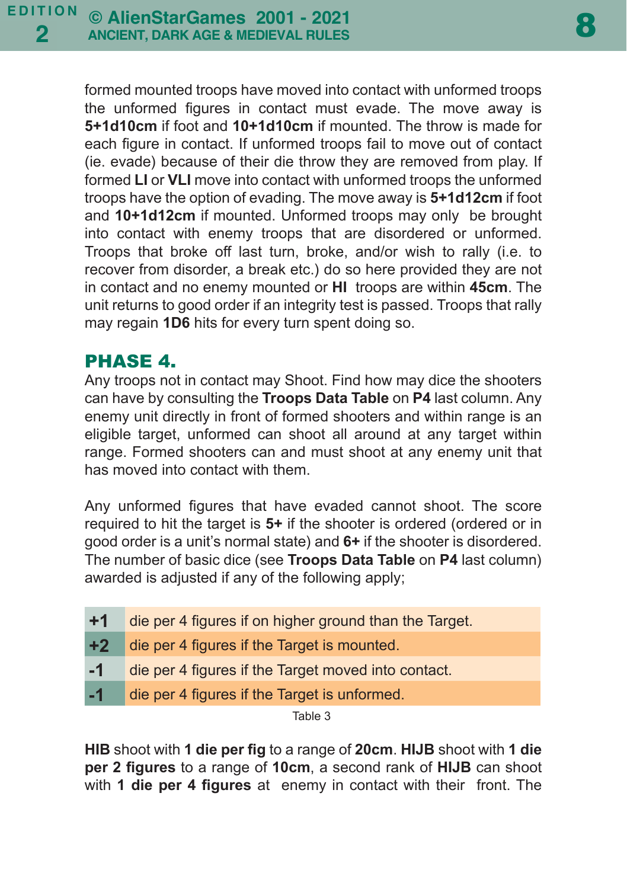formed mounted troops have moved into contact with unformed troops the unformed figures in contact must evade. The move away is **5+1d10cm** if foot and **10+1d10cm** if mounted. The throw is made for each figure in contact. If unformed troops fail to move out of contact (ie. evade) because of their die throw they are removed from play. If formed **LI** or **VLI** move into contact with unformed troops the unformed troops have the option of evading. The move away is **5+1d12cm** if foot and **10+1d12cm** if mounted. Unformed troops may only be brought into contact with enemy troops that are disordered or unformed. Troops that broke off last turn, broke, and/or wish to rally (i.e. to recover from disorder, a break etc.) do so here provided they are not in contact and no enemy mounted or **HI** troops are within **45cm**. The unit returns to good order if an integrity test is passed. Troops that rally may regain **1D6** hits for every turn spent doing so.

## PHASE 4.

Any troops not in contact may Shoot. Find how may dice the shooters can have by consulting the **Troops Data Table** on **P4** last column. Any enemy unit directly in front of formed shooters and within range is an eligible target, unformed can shoot all around at any target within range. Formed shooters can and must shoot at any enemy unit that has moved into contact with them.

Any unformed figures that have evaded cannot shoot. The score required to hit the target is **5+** if the shooter is ordered (ordered or in good order is a unit's normal state) and **6+** if the shooter is disordered. The number of basic dice (see **Troops Data Table** on **P4** last column) awarded is adjusted if any of the following apply;

| | |
|---|---|
| **+1** | die per 4 figures if on higher ground than the Target. |
| **+2** | die per 4 figures if the Target is mounted. |
| **-1** | die per 4 figures if the Target moved into contact. |
| **-1** | die per 4 figures if the Target is unformed. |

Table 3

**HIB** shoot with **1 die per fig** to a range of **20cm**. **HIJB** shoot with **1 die per 2 figures** to a range of **10cm**, a second rank of **HIJB** can shoot with **1 die per 4 figures** at enemy in contact with their front. The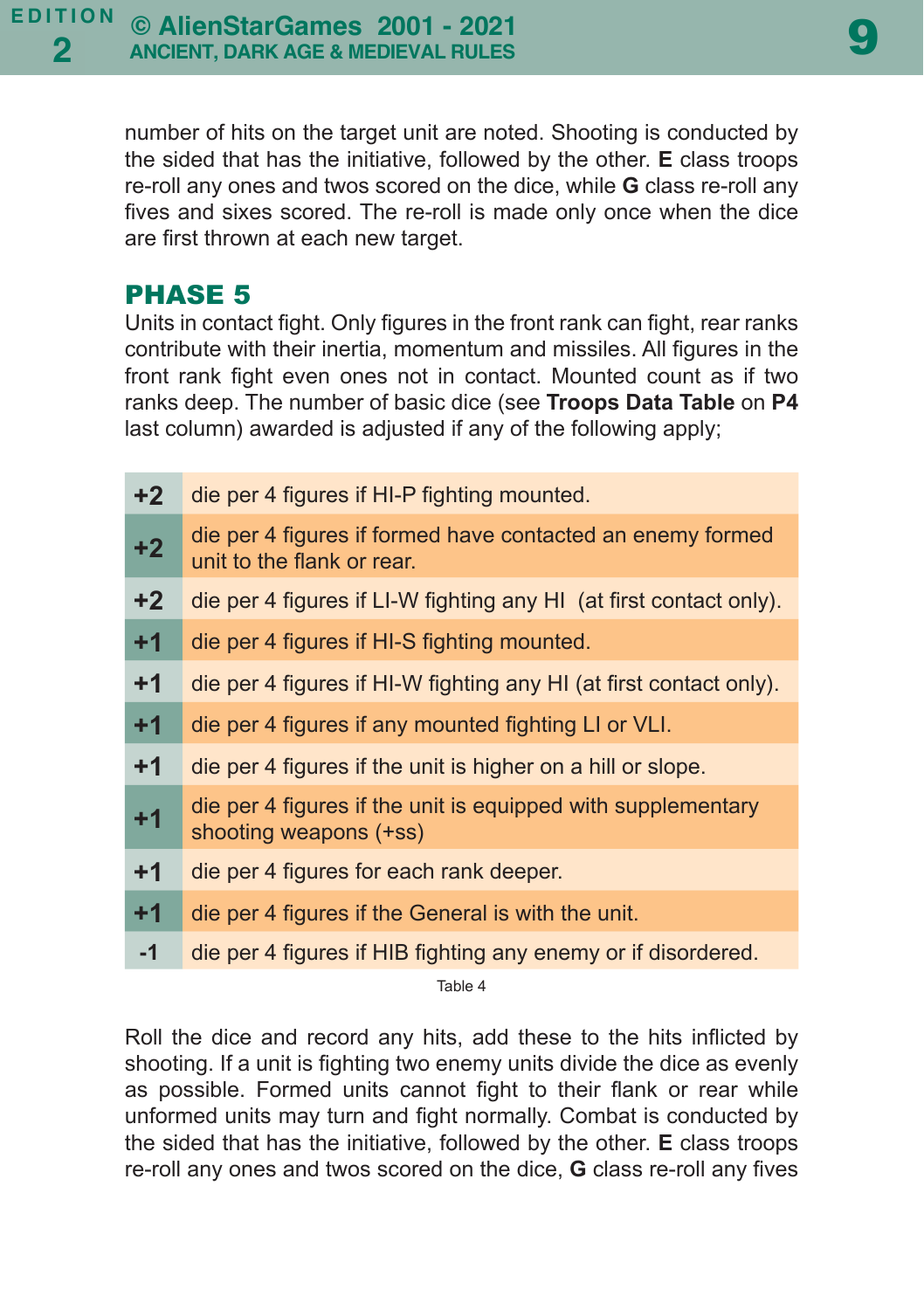number of hits on the target unit are noted. Shooting is conducted by the sided that has the initiative, followed by the other. **E** class troops re-roll any ones and twos scored on the dice, while **G** class re-roll any fives and sixes scored. The re-roll is made only once when the dice are first thrown at each new target.

## PHASE 5

Units in contact fight. Only figures in the front rank can fight, rear ranks contribute with their inertia, momentum and missiles. All figures in the front rank fight even ones not in contact. Mounted count as if two ranks deep. The number of basic dice (see **Troops Data Table** on **P4** last column) awarded is adjusted if any of the following apply;

| | |
|---|---|
| **+2** | die per 4 figures if HI-P fighting mounted. |
| **+2** | die per 4 figures if formed have contacted an enemy formed unit to the flank or rear. |
| **+2** | die per 4 figures if LI-W fighting any HI (at first contact only). |
| **+1** | die per 4 figures if HI-S fighting mounted. |
| **+1** | die per 4 figures if HI-W fighting any HI (at first contact only). |
| **+1** | die per 4 figures if any mounted fighting LI or VLI. |
| **+1** | die per 4 figures if the unit is higher on a hill or slope. |
| **+1** | die per 4 figures if the unit is equipped with supplementary shooting weapons (+ss) |
| **+1** | die per 4 figures for each rank deeper. |
| **+1** | die per 4 figures if the General is with the unit. |
| **-1** | die per 4 figures if HIB fighting any enemy or if disordered. |

Table 4

Roll the dice and record any hits, add these to the hits inflicted by shooting. If a unit is fighting two enemy units divide the dice as evenly as possible. Formed units cannot fight to their flank or rear while unformed units may turn and fight normally. Combat is conducted by the sided that has the initiative, followed by the other. **E** class troops re-roll any ones and twos scored on the dice, **G** class re-roll any fives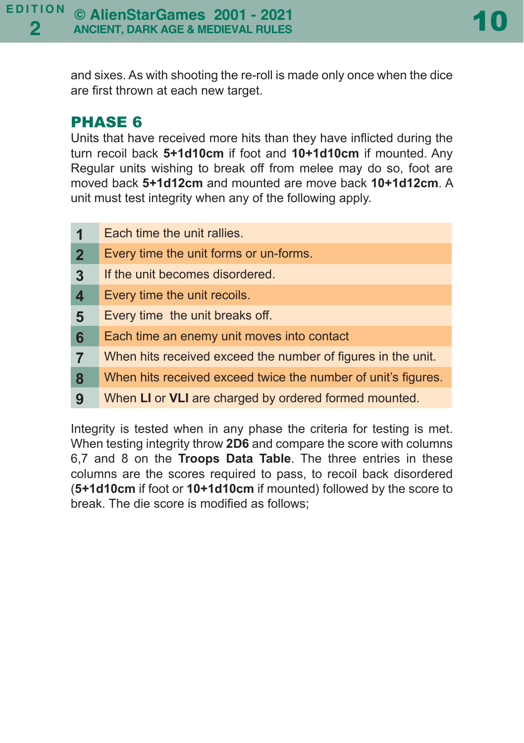and sixes. As with shooting the re-roll is made only once when the dice are first thrown at each new target.

## PHASE 6

Units that have received more hits than they have inflicted during the turn recoil back **5+1d10cm** if foot and **10+1d10cm** if mounted. Any Regular units wishing to break off from melee may do so, foot are moved back **5+1d12cm** and mounted are move back **10+1d12cm**. A unit must test integrity when any of the following apply.

| | |
|---|---|
| **1** | Each time the unit rallies. |
| **2** | Every time the unit forms or un-forms. |
| **3** | If the unit becomes disordered. |
| **4** | Every time the unit recoils. |
| **5** | Every time  the unit breaks off. |
| **6** | Each time an enemy unit moves into contact |
| **7** | When hits received exceed the number of figures in the unit. |
| **8** | When hits received exceed twice the number of unit's figures. |
| **9** | When **LI** or **VLI** are charged by ordered formed mounted. |

Integrity is tested when in any phase the criteria for testing is met. When testing integrity throw **2D6** and compare the score with columns 6,7 and 8 on the **Troops Data Table**. The three entries in these columns are the scores required to pass, to recoil back disordered (**5+1d10cm** if foot or **10+1d10cm** if mounted) followed by the score to break. The die score is modified as follows;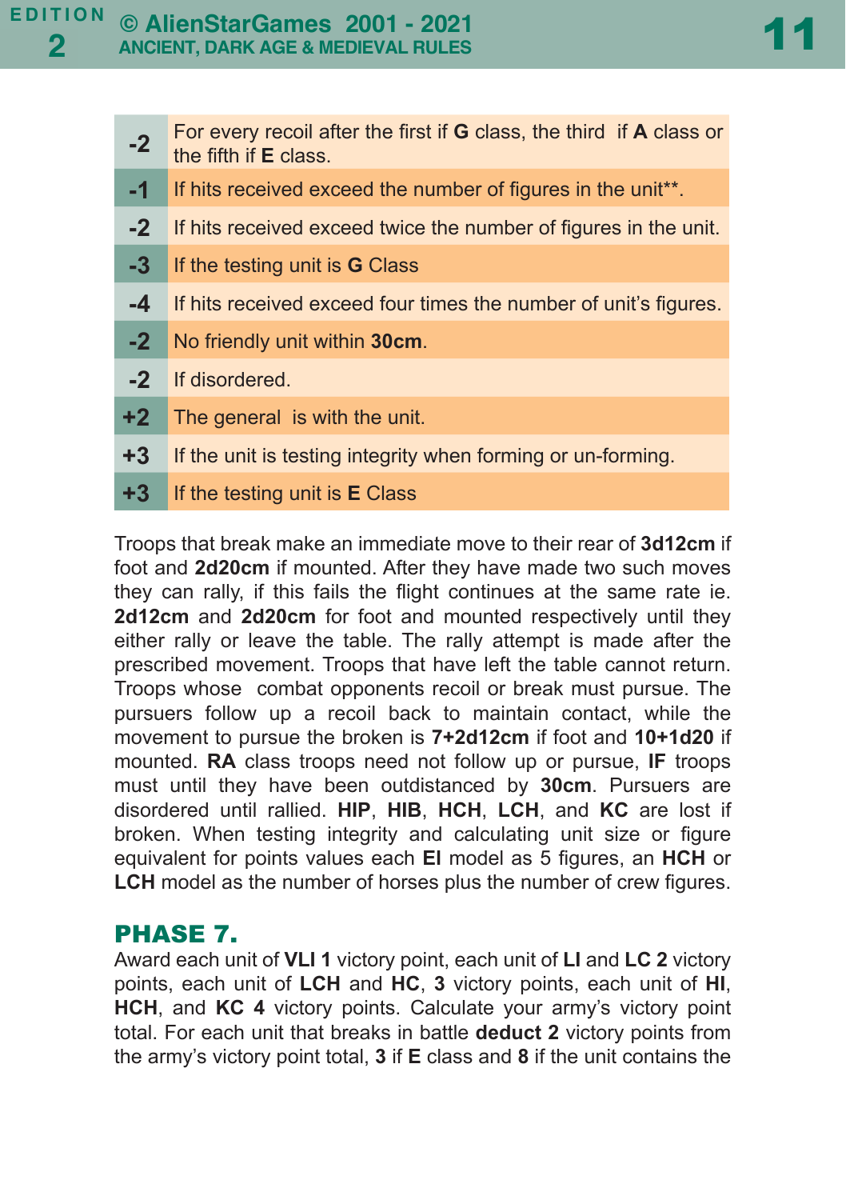| | |
|---|---|
| -2 | For every recoil after the first if **G** class, the third if **A** class or the fifth if **E** class. |
| -1 | If hits received exceed the number of figures in the unit**. |
| -2 | If hits received exceed twice the number of figures in the unit. |
| -3 | If the testing unit is **G** Class |
| -4 | If hits received exceed four times the number of unit's figures. |
| -2 | No friendly unit within **30cm**. |
| -2 | If disordered. |
| +2 | The general is with the unit. |
| +3 | If the unit is testing integrity when forming or un-forming. |
| +3 | If the testing unit is **E** Class |

Troops that break make an immediate move to their rear of **3d12cm** if foot and **2d20cm** if mounted. After they have made two such moves they can rally, if this fails the flight continues at the same rate ie. **2d12cm** and **2d20cm** for foot and mounted respectively until they either rally or leave the table. The rally attempt is made after the prescribed movement. Troops that have left the table cannot return. Troops whose combat opponents recoil or break must pursue. The pursuers follow up a recoil back to maintain contact, while the movement to pursue the broken is **7+2d12cm** if foot and **10+1d20** if mounted. **RA** class troops need not follow up or pursue, **IF** troops must until they have been outdistanced by **30cm**. Pursuers are disordered until rallied. **HIP**, **HIB**, **HCH**, **LCH**, and **KC** are lost if broken. When testing integrity and calculating unit size or figure equivalent for points values each **EI** model as 5 figures, an **HCH** or **LCH** model as the number of horses plus the number of crew figures.

## PHASE 7.

Award each unit of **VLI 1** victory point, each unit of **LI** and **LC 2** victory points, each unit of **LCH** and **HC**, **3** victory points, each unit of **HI**, **HCH**, and **KC 4** victory points. Calculate your army's victory point total. For each unit that breaks in battle **deduct 2** victory points from the army's victory point total, **3** if **E** class and **8** if the unit contains the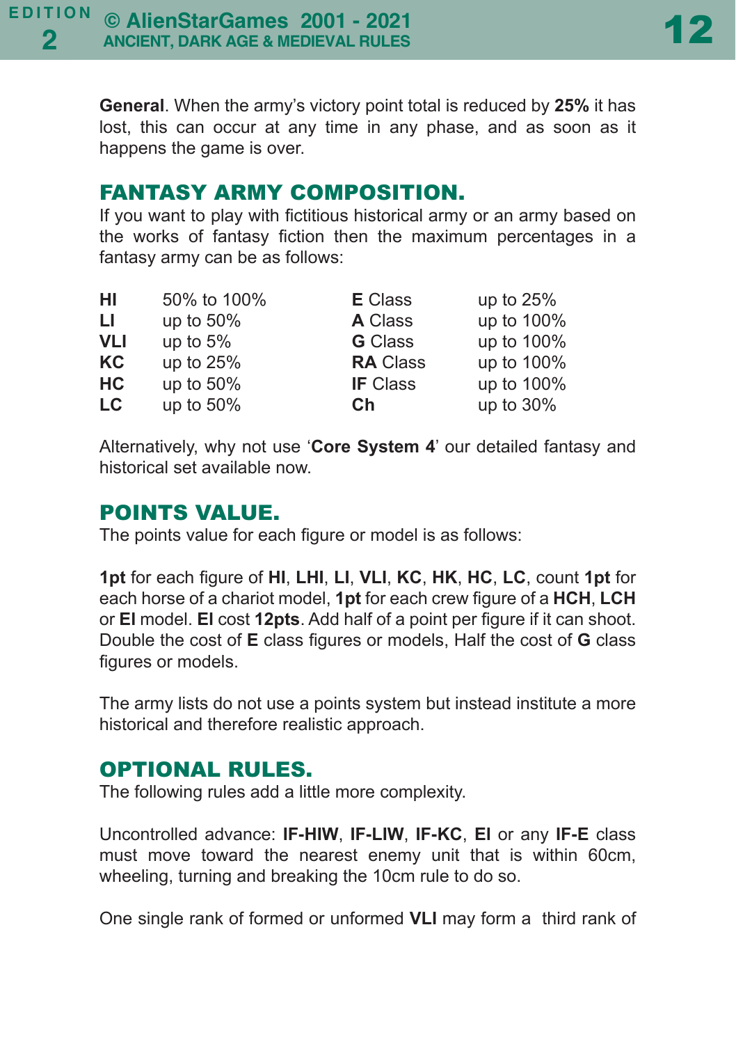**General**. When the army's victory point total is reduced by **25%** it has lost, this can occur at any time in any phase, and as soon as it happens the game is over.

## FANTASY ARMY COMPOSITION.

If you want to play with fictitious historical army or an army based on the works of fantasy fiction then the maximum percentages in a fantasy army can be as follows:

| | | | |
|---|---|---|---|
| **HI** | 50% to 100% | **E** Class | up to 25% |
| **LI** | up to 50% | **A** Class | up to 100% |
| **VLI** | up to 5% | **G** Class | up to 100% |
| **KC** | up to 25% | **RA** Class | up to 100% |
| **HC** | up to 50% | **IF** Class | up to 100% |
| **LC** | up to 50% | **Ch** | up to 30% |

Alternatively, why not use '**Core System 4**' our detailed fantasy and historical set available now.

## POINTS VALUE.

The points value for each figure or model is as follows:

**1pt** for each figure of **HI**, **LHI**, **LI**, **VLI**, **KC**, **HK**, **HC**, **LC**, count **1pt** for each horse of a chariot model, **1pt** for each crew figure of a **HCH**, **LCH** or **EI** model. **EI** cost **12pts**. Add half of a point per figure if it can shoot. Double the cost of **E** class figures or models, Half the cost of **G** class figures or models.

The army lists do not use a points system but instead institute a more historical and therefore realistic approach.

## OPTIONAL RULES.

The following rules add a little more complexity.

Uncontrolled advance: **IF-HIW**, **IF-LIW**, **IF-KC**, **EI** or any **IF-E** class must move toward the nearest enemy unit that is within 60cm, wheeling, turning and breaking the 10cm rule to do so.

One single rank of formed or unformed **VLI** may form a third rank of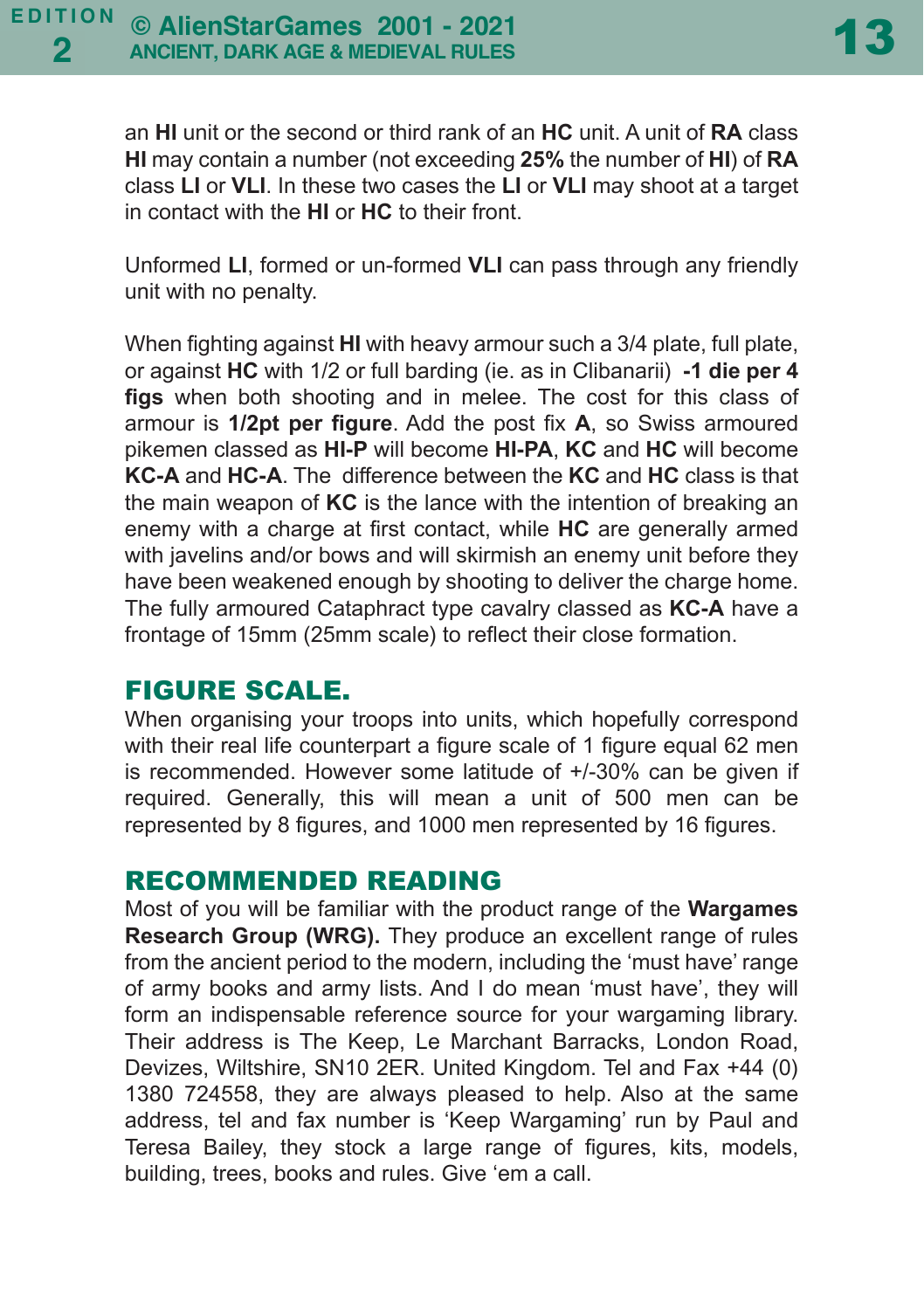an **HI** unit or the second or third rank of an **HC** unit. A unit of **RA** class **HI** may contain a number (not exceeding **25%** the number of **HI**) of **RA** class **LI** or **VLI**. In these two cases the **LI** or **VLI** may shoot at a target in contact with the **HI** or **HC** to their front.

Unformed **LI**, formed or un-formed **VLI** can pass through any friendly unit with no penalty.

When fighting against **HI** with heavy armour such a 3/4 plate, full plate, or against **HC** with 1/2 or full barding (ie. as in Clibanarii) **-1 die per 4 figs** when both shooting and in melee. The cost for this class of armour is **1/2pt per figure**. Add the post fix **A**, so Swiss armoured pikemen classed as **HI-P** will become **HI-PA**, **KC** and **HC** will become **KC-A** and **HC-A**. The difference between the **KC** and **HC** class is that the main weapon of **KC** is the lance with the intention of breaking an enemy with a charge at first contact, while **HC** are generally armed with javelins and/or bows and will skirmish an enemy unit before they have been weakened enough by shooting to deliver the charge home. The fully armoured Cataphract type cavalry classed as **KC-A** have a frontage of 15mm (25mm scale) to reflect their close formation.

## FIGURE SCALE.

When organising your troops into units, which hopefully correspond with their real life counterpart a figure scale of 1 figure equal 62 men is recommended. However some latitude of +/-30% can be given if required. Generally, this will mean a unit of 500 men can be represented by 8 figures, and 1000 men represented by 16 figures.

## RECOMMENDED READING

Most of you will be familiar with the product range of the **Wargames Research Group (WRG).** They produce an excellent range of rules from the ancient period to the modern, including the 'must have' range of army books and army lists. And I do mean 'must have', they will form an indispensable reference source for your wargaming library. Their address is The Keep, Le Marchant Barracks, London Road, Devizes, Wiltshire, SN10 2ER. United Kingdom. Tel and Fax +44 (0) 1380 724558, they are always pleased to help. Also at the same address, tel and fax number is 'Keep Wargaming' run by Paul and Teresa Bailey, they stock a large range of figures, kits, models, building, trees, books and rules. Give 'em a call.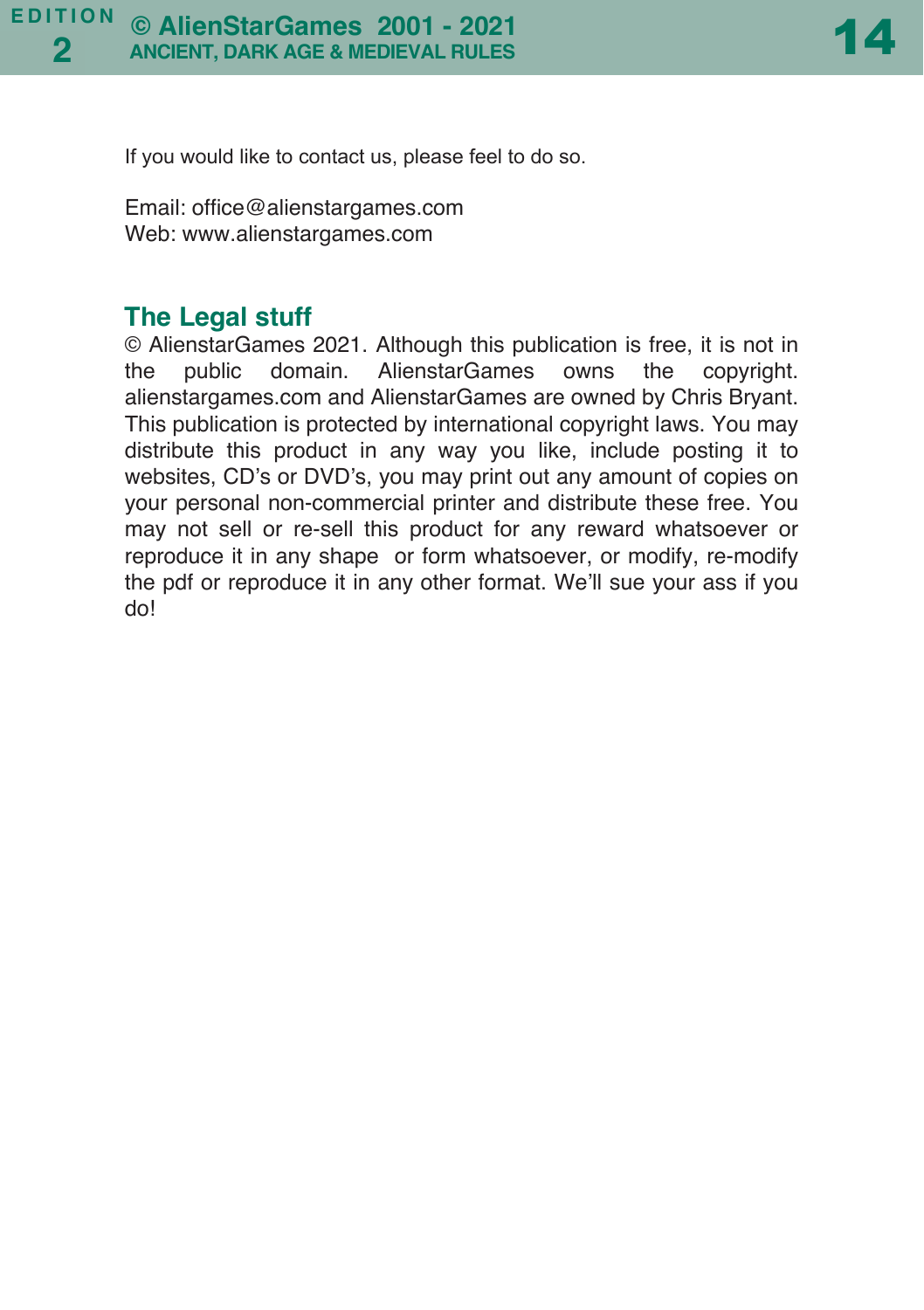If you would like to contact us, please feel to do so.

Email: office@alienstargames.com
Web: www.alienstargames.com

## The Legal stuff

© AlienstarGames 2021. Although this publication is free, it is not in the public domain. AlienstarGames owns the copyright. alienstargames.com and AlienstarGames are owned by Chris Bryant. This publication is protected by international copyright laws. You may distribute this product in any way you like, include posting it to websites, CD's or DVD's, you may print out any amount of copies on your personal non-commercial printer and distribute these free. You may not sell or re-sell this product for any reward whatsoever or reproduce it in any shape or form whatsoever, or modify, re-modify the pdf or reproduce it in any other format. We'll sue your ass if you do!